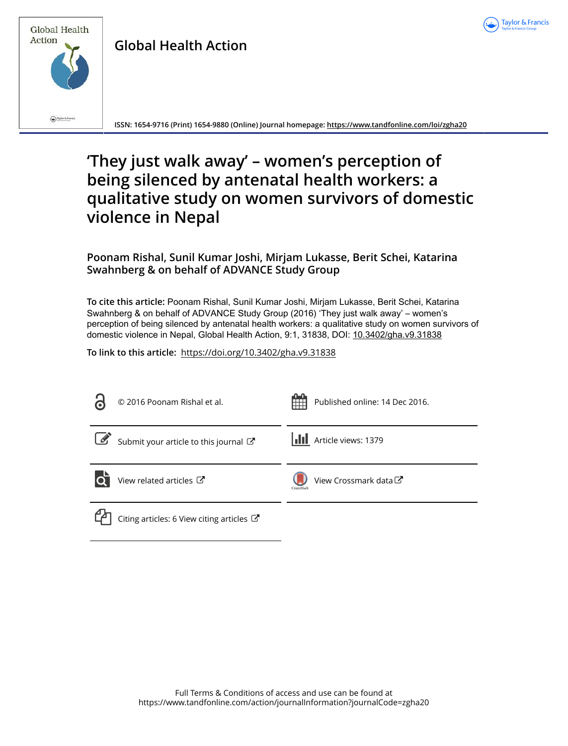**Global Health Action**

ISSN: 1654-9716 (Print) 1654-9880 (Online) Journal homepage: https://www.tandfonline.com/loi/zgha20

# 'They just walk away' – women's perception of being silenced by antenatal health workers: a qualitative study on women survivors of domestic violence in Nepal

**Poonam Rishal, Sunil Kumar Joshi, Mirjam Lukasse, Berit Schei, Katarina Swahnberg & on behalf of ADVANCE Study Group**

**To cite this article:** Poonam Rishal, Sunil Kumar Joshi, Mirjam Lukasse, Berit Schei, Katarina Swahnberg & on behalf of ADVANCE Study Group (2016) 'They just walk away' – women's perception of being silenced by antenatal health workers: a qualitative study on women survivors of domestic violence in Nepal, Global Health Action, 9:1, 31838, DOI: 10.3402/gha.v9.31838

**To link to this article:** https://doi.org/10.3402/gha.v9.31838

© 2016 Poonam Rishal et al.

Published online: 14 Dec 2016.

Submit your article to this journal

Article views: 1379

View related articles

View Crossmark data

Citing articles: 6 View citing articles

Full Terms & Conditions of access and use can be found at
https://www.tandfonline.com/action/journalInformation?journalCode=zgha20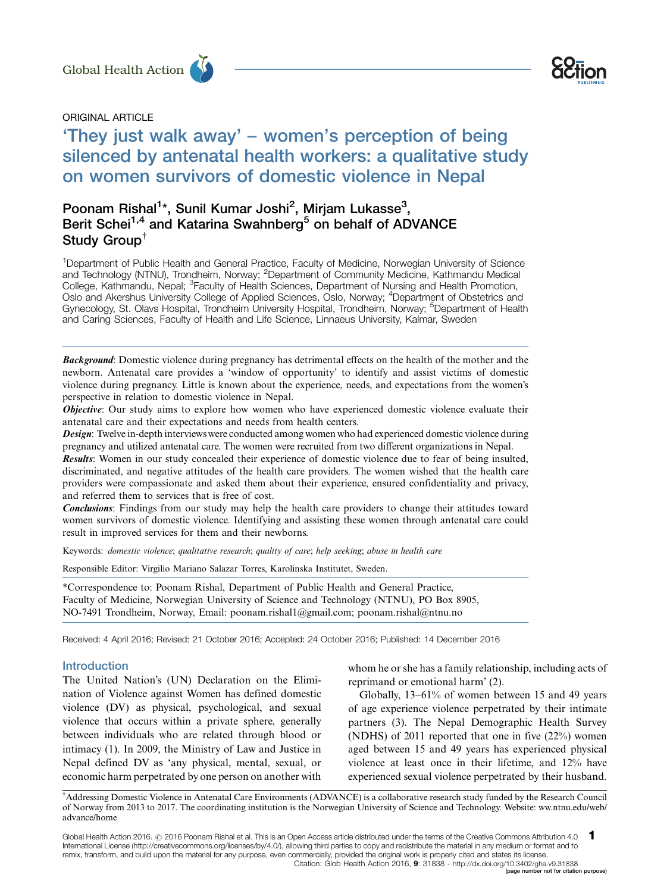# 'They just walk away' – women's perception of being silenced by antenatal health workers: a qualitative study on women survivors of domestic violence in Nepal

Poonam Rishal[1]*, Sunil Kumar Joshi[2], Mirjam Lukasse[3], Berit Schei[1,4] and Katarina Swahnberg[5] on behalf of ADVANCE Study Group[†]

[1]Department of Public Health and General Practice, Faculty of Medicine, Norwegian University of Science and Technology (NTNU), Trondheim, Norway; [2]Department of Community Medicine, Kathmandu Medical College, Kathmandu, Nepal; [3]Faculty of Health Sciences, Department of Nursing and Health Promotion, Oslo and Akershus University College of Applied Sciences, Oslo, Norway; [4]Department of Obstetrics and Gynecology, St. Olavs Hospital, Trondheim University Hospital, Trondheim, Norway; [5]Department of Health and Caring Sciences, Faculty of Health and Life Science, Linnaeus University, Kalmar, Sweden

***Background***: Domestic violence during pregnancy has detrimental effects on the health of the mother and the newborn. Antenatal care provides a 'window of opportunity' to identify and assist victims of domestic violence during pregnancy. Little is known about the experience, needs, and expectations from the women's perspective in relation to domestic violence in Nepal.

***Objective***: Our study aims to explore how women who have experienced domestic violence evaluate their antenatal care and their expectations and needs from health centers.

***Design***: Twelve in-depth interviews were conducted among women who had experienced domestic violence during pregnancy and utilized antenatal care. The women were recruited from two different organizations in Nepal.

***Results***: Women in our study concealed their experience of domestic violence due to fear of being insulted, discriminated, and negative attitudes of the health care providers. The women wished that the health care providers were compassionate and asked them about their experience, ensured confidentiality and privacy, and referred them to services that is free of cost.

***Conclusions***: Findings from our study may help the health care providers to change their attitudes toward women survivors of domestic violence. Identifying and assisting these women through antenatal care could result in improved services for them and their newborns.

Keywords: *domestic violence*; *qualitative research*; *quality of care*; *help seeking*; *abuse in health care*

Responsible Editor: Virgilio Mariano Salazar Torres, Karolinska Institutet, Sweden.

*Correspondence to: Poonam Rishal, Department of Public Health and General Practice, Faculty of Medicine, Norwegian University of Science and Technology (NTNU), PO Box 8905, NO-7491 Trondheim, Norway, Email: poonam.rishal1@gmail.com; poonam.rishal@ntnu.no

Received: 4 April 2016; Revised: 21 October 2016; Accepted: 24 October 2016; Published: 14 December 2016

## Introduction

The United Nation's (UN) Declaration on the Elimination of Violence against Women has defined domestic violence (DV) as physical, psychological, and sexual violence that occurs within a private sphere, generally between individuals who are related through blood or intimacy (1). In 2009, the Ministry of Law and Justice in Nepal defined DV as 'any physical, mental, sexual, or economic harm perpetrated by one person on another with whom he or she has a family relationship, including acts of reprimand or emotional harm' (2).

Globally, 13–61% of women between 15 and 49 years of age experience violence perpetrated by their intimate partners (3). The Nepal Demographic Health Survey (NDHS) of 2011 reported that one in five (22%) women aged between 15 and 49 years has experienced physical violence at least once in their lifetime, and 12% have experienced sexual violence perpetrated by their husband.

[†]Addressing Domestic Violence in Antenatal Care Environments (ADVANCE) is a collaborative research study funded by the Research Council of Norway from 2013 to 2017. The coordinating institution is the Norwegian University of Science and Technology. Website: ww.ntnu.edu/web/advance/home

Global Health Action 2016. © 2016 Poonam Rishal et al. This is an Open Access article distributed under the terms of the Creative Commons Attribution 4.0 International License (http://creativecommons.org/licenses/by/4.0/), allowing third parties to copy and redistribute the material in any medium or format and to remix, transform, and build upon the material for any purpose, even commercially, provided the original work is properly cited and states its license.

Citation: Glob Health Action 2016, 9: 31838 - http://dx.doi.org/10.3402/gha.v9.31838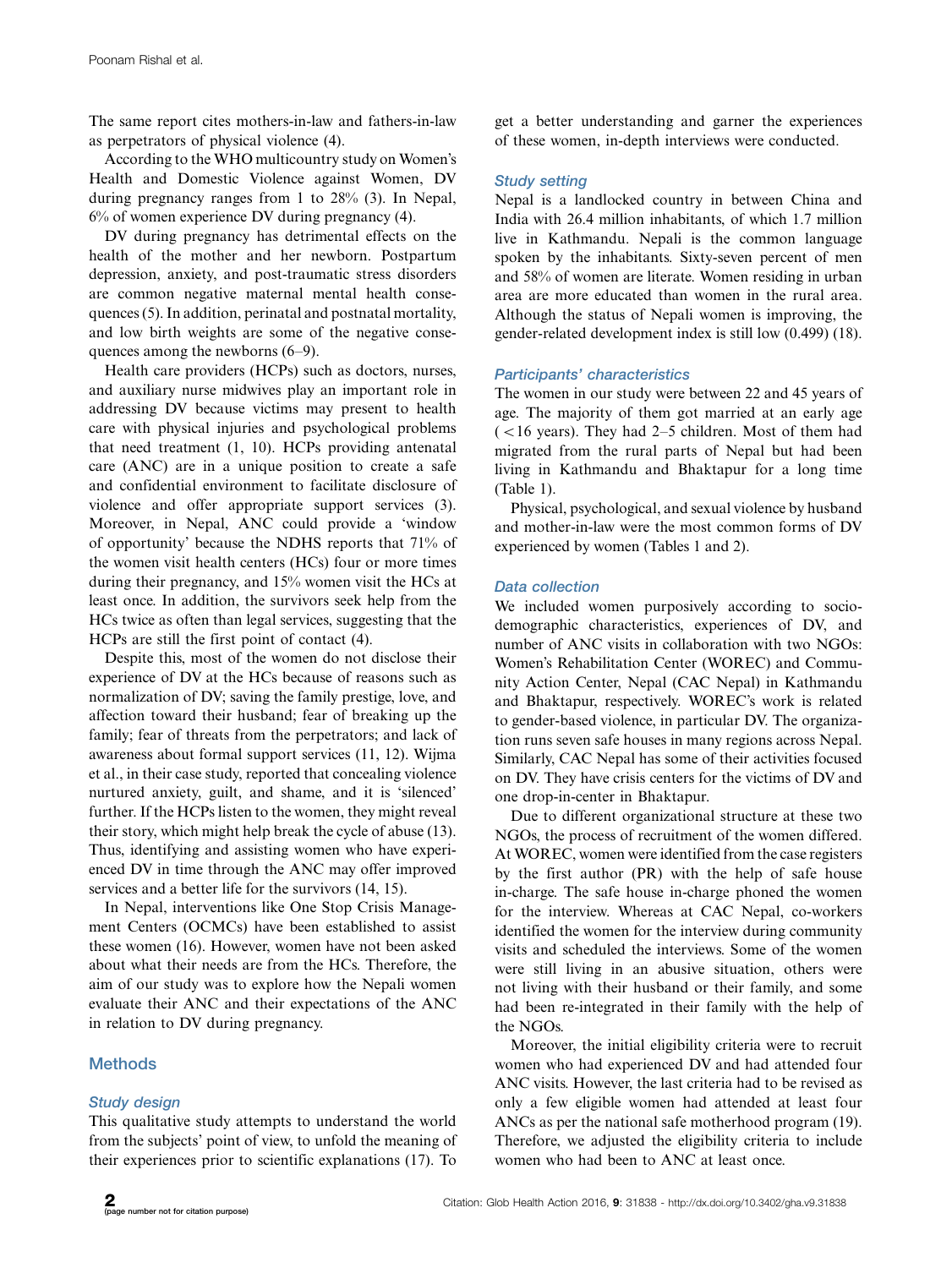The same report cites mothers-in-law and fathers-in-law as perpetrators of physical violence (4).

According to the WHO multicountry study on Women's Health and Domestic Violence against Women, DV during pregnancy ranges from 1 to 28% (3). In Nepal, 6% of women experience DV during pregnancy (4).

DV during pregnancy has detrimental effects on the health of the mother and her newborn. Postpartum depression, anxiety, and post-traumatic stress disorders are common negative maternal mental health consequences (5). In addition, perinatal and postnatal mortality, and low birth weights are some of the negative consequences among the newborns (6–9).

Health care providers (HCPs) such as doctors, nurses, and auxiliary nurse midwives play an important role in addressing DV because victims may present to health care with physical injuries and psychological problems that need treatment (1, 10). HCPs providing antenatal care (ANC) are in a unique position to create a safe and confidential environment to facilitate disclosure of violence and offer appropriate support services (3). Moreover, in Nepal, ANC could provide a 'window of opportunity' because the NDHS reports that 71% of the women visit health centers (HCs) four or more times during their pregnancy, and 15% women visit the HCs at least once. In addition, the survivors seek help from the HCs twice as often than legal services, suggesting that the HCPs are still the first point of contact (4).

Despite this, most of the women do not disclose their experience of DV at the HCs because of reasons such as normalization of DV; saving the family prestige, love, and affection toward their husband; fear of breaking up the family; fear of threats from the perpetrators; and lack of awareness about formal support services (11, 12). Wijma et al., in their case study, reported that concealing violence nurtured anxiety, guilt, and shame, and it is 'silenced' further. If the HCPs listen to the women, they might reveal their story, which might help break the cycle of abuse (13). Thus, identifying and assisting women who have experienced DV in time through the ANC may offer improved services and a better life for the survivors (14, 15).

In Nepal, interventions like One Stop Crisis Management Centers (OCMCs) have been established to assist these women (16). However, women have not been asked about what their needs are from the HCs. Therefore, the aim of our study was to explore how the Nepali women evaluate their ANC and their expectations of the ANC in relation to DV during pregnancy.

## Methods

### Study design

This qualitative study attempts to understand the world from the subjects' point of view, to unfold the meaning of their experiences prior to scientific explanations (17). To get a better understanding and garner the experiences of these women, in-depth interviews were conducted.

### Study setting

Nepal is a landlocked country in between China and India with 26.4 million inhabitants, of which 1.7 million live in Kathmandu. Nepali is the common language spoken by the inhabitants. Sixty-seven percent of men and 58% of women are literate. Women residing in urban area are more educated than women in the rural area. Although the status of Nepali women is improving, the gender-related development index is still low (0.499) (18).

### Participants' characteristics

The women in our study were between 22 and 45 years of age. The majority of them got married at an early age (<16 years). They had 2–5 children. Most of them had migrated from the rural parts of Nepal but had been living in Kathmandu and Bhaktapur for a long time (Table 1).

Physical, psychological, and sexual violence by husband and mother-in-law were the most common forms of DV experienced by women (Tables 1 and 2).

### Data collection

We included women purposively according to sociodemographic characteristics, experiences of DV, and number of ANC visits in collaboration with two NGOs: Women's Rehabilitation Center (WOREC) and Community Action Center, Nepal (CAC Nepal) in Kathmandu and Bhaktapur, respectively. WOREC's work is related to gender-based violence, in particular DV. The organization runs seven safe houses in many regions across Nepal. Similarly, CAC Nepal has some of their activities focused on DV. They have crisis centers for the victims of DV and one drop-in-center in Bhaktapur.

Due to different organizational structure at these two NGOs, the process of recruitment of the women differed. At WOREC, women were identified from the case registers by the first author (PR) with the help of safe house in-charge. The safe house in-charge phoned the women for the interview. Whereas at CAC Nepal, co-workers identified the women for the interview during community visits and scheduled the interviews. Some of the women were still living in an abusive situation, others were not living with their husband or their family, and some had been re-integrated in their family with the help of the NGOs.

Moreover, the initial eligibility criteria were to recruit women who had experienced DV and had attended four ANC visits. However, the last criteria had to be revised as only a few eligible women had attended at least four ANCs as per the national safe motherhood program (19). Therefore, we adjusted the eligibility criteria to include women who had been to ANC at least once.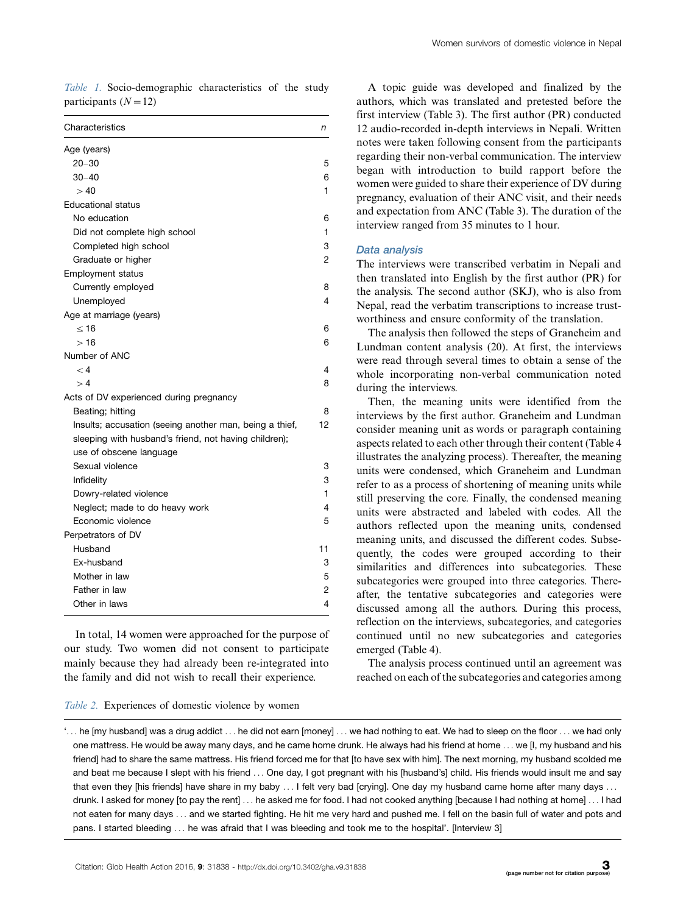*Table 1.* Socio-demographic characteristics of the study participants ($N = 12$)

| Characteristics | n |
|---|---|
| Age (years) | |
| 20–30 | 5 |
| 30–40 | 6 |
| > 40 | 1 |
| Educational status | |
| No education | 6 |
| Did not complete high school | 1 |
| Completed high school | 3 |
| Graduate or higher | 2 |
| Employment status | |
| Currently employed | 8 |
| Unemployed | 4 |
| Age at marriage (years) | |
| ≤ 16 | 6 |
| > 16 | 6 |
| Number of ANC | |
| < 4 | 4 |
| > 4 | 8 |
| Acts of DV experienced during pregnancy | |
| Beating; hitting | 8 |
| Insults; accusation (seeing another man, being a thief, sleeping with husband's friend, not having children); use of obscene language | 12 |
| Sexual violence | 3 |
| Infidelity | 3 |
| Dowry-related violence | 1 |
| Neglect; made to do heavy work | 4 |
| Economic violence | 5 |
| Perpetrators of DV | |
| Husband | 11 |
| Ex-husband | 3 |
| Mother in law | 5 |
| Father in law | 2 |
| Other in laws | 4 |

In total, 14 women were approached for the purpose of our study. Two women did not consent to participate mainly because they had already been re-integrated into the family and did not wish to recall their experience.

A topic guide was developed and finalized by the authors, which was translated and pretested before the first interview (Table 3). The first author (PR) conducted 12 audio-recorded in-depth interviews in Nepali. Written notes were taken following consent from the participants regarding their non-verbal communication. The interview began with introduction to build rapport before the women were guided to share their experience of DV during pregnancy, evaluation of their ANC visit, and their needs and expectation from ANC (Table 3). The duration of the interview ranged from 35 minutes to 1 hour.

### Data analysis

The interviews were transcribed verbatim in Nepali and then translated into English by the first author (PR) for the analysis. The second author (SKJ), who is also from Nepal, read the verbatim transcriptions to increase trustworthiness and ensure conformity of the translation.

The analysis then followed the steps of Graneheim and Lundman content analysis (20). At first, the interviews were read through several times to obtain a sense of the whole incorporating non-verbal communication noted during the interviews.

Then, the meaning units were identified from the interviews by the first author. Graneheim and Lundman consider meaning unit as words or paragraph containing aspects related to each other through their content (Table 4 illustrates the analyzing process). Thereafter, the meaning units were condensed, which Graneheim and Lundman refer to as a process of shortening of meaning units while still preserving the core. Finally, the condensed meaning units were abstracted and labeled with codes. All the authors reflected upon the meaning units, condensed meaning units, and discussed the different codes. Subsequently, the codes were grouped according to their similarities and differences into subcategories. These subcategories were grouped into three categories. Thereafter, the tentative subcategories and categories were discussed among all the authors. During this process, reflection on the interviews, subcategories, and categories continued until no new subcategories and categories emerged (Table 4).

The analysis process continued until an agreement was reached on each of the subcategories and categories among

*Table 2.* Experiences of domestic violence by women

'... he [my husband] was a drug addict ... he did not earn [money] ... we had nothing to eat. We had to sleep on the floor ... we had only one mattress. He would be away many days, and he came home drunk. He always had his friend at home ... we [I, my husband and his friend] had to share the same mattress. His friend forced me for that [to have sex with him]. The next morning, my husband scolded me and beat me because I slept with his friend ... One day, I got pregnant with his [husband's] child. His friends would insult me and say that even they [his friends] have share in my baby ... I felt very bad [crying]. One day my husband came home after many days ... drunk. I asked for money [to pay the rent] ... he asked me for food. I had not cooked anything [because I had nothing at home] ... I had not eaten for many days ... and we started fighting. He hit me very hard and pushed me. I fell on the basin full of water and pots and pans. I started bleeding ... he was afraid that I was bleeding and took me to the hospital'. [Interview 3]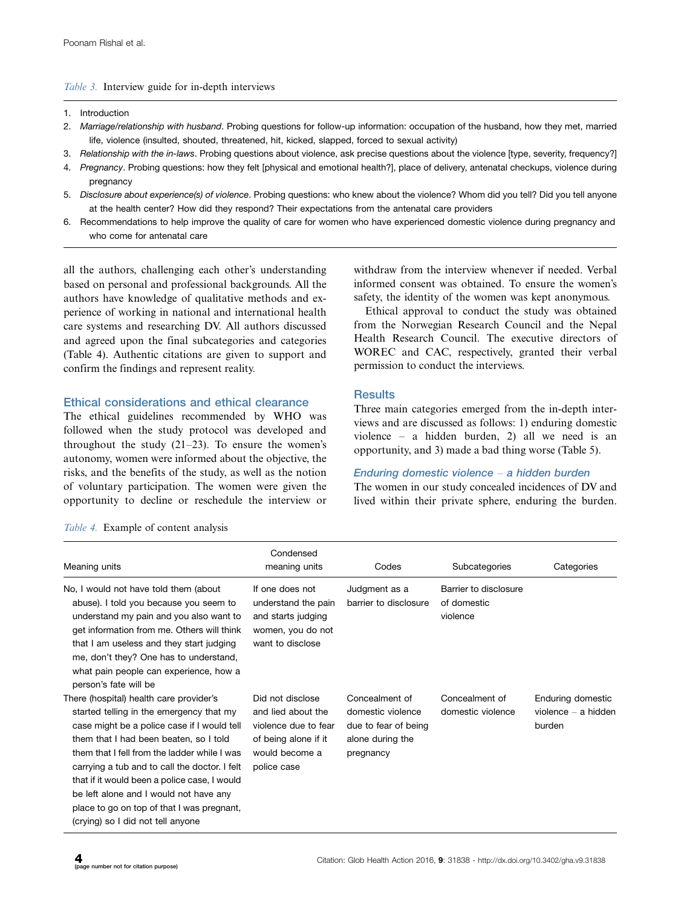*Table 3.* Interview guide for in-depth interviews

1. Introduction
2. *Marriage/relationship with husband*. Probing questions for follow-up information: occupation of the husband, how they met, married life, violence (insulted, shouted, threatened, hit, kicked, slapped, forced to sexual activity)
3. *Relationship with the in-laws*. Probing questions about violence, ask precise questions about the violence [type, severity, frequency?]
4. *Pregnancy*. Probing questions: how they felt [physical and emotional health?], place of delivery, antenatal checkups, violence during pregnancy
5. *Disclosure about experience(s) of violence*. Probing questions: who knew about the violence? Whom did you tell? Did you tell anyone at the health center? How did they respond? Their expectations from the antenatal care providers
6. Recommendations to help improve the quality of care for women who have experienced domestic violence during pregnancy and who come for antenatal care

all the authors, challenging each other's understanding based on personal and professional backgrounds. All the authors have knowledge of qualitative methods and experience of working in national and international health care systems and researching DV. All authors discussed and agreed upon the final subcategories and categories (Table 4). Authentic citations are given to support and confirm the findings and represent reality.

## Ethical considerations and ethical clearance

The ethical guidelines recommended by WHO was followed when the study protocol was developed and throughout the study (21–23). To ensure the women's autonomy, women were informed about the objective, the risks, and the benefits of the study, as well as the notion of voluntary participation. The women were given the opportunity to decline or reschedule the interview or withdraw from the interview whenever if needed. Verbal informed consent was obtained. To ensure the women's safety, the identity of the women was kept anonymous.

Ethical approval to conduct the study was obtained from the Norwegian Research Council and the Nepal Health Research Council. The executive directors of WOREC and CAC, respectively, granted their verbal permission to conduct the interviews.

## Results

Three main categories emerged from the in-depth interviews and are discussed as follows: 1) enduring domestic violence – a hidden burden, 2) all we need is an opportunity, and 3) made a bad thing worse (Table 5).

### *Enduring domestic violence – a hidden burden*

The women in our study concealed incidences of DV and lived within their private sphere, enduring the burden.

*Table 4.* Example of content analysis

| Meaning units | Condensed meaning units | Codes | Subcategories | Categories |
|---|---|---|---|---|
| No, I would not have told them (about abuse). I told you because you seem to understand my pain and you also want to get information from me. Others will think that I am useless and they start judging me, don't they? One has to understand, what pain people can experience, how a person's fate will be | If one does not understand the pain and starts judging women, you do not want to disclose | Judgment as a barrier to disclosure | Barrier to disclosure of domestic violence | |
| There (hospital) health care provider's started telling in the emergency that my case might be a police case if I would tell them that I had been beaten, so I told them that I fell from the ladder while I was carrying a tub and to call the doctor. I felt that if it would been a police case, I would be left alone and I would not have any place to go on top of that I was pregnant, (crying) so I did not tell anyone | Did not disclose and lied about the violence due to fear of being alone if it would become a police case | Concealment of domestic violence due to fear of being alone during the pregnancy | Concealment of domestic violence | Enduring domestic violence – a hidden burden |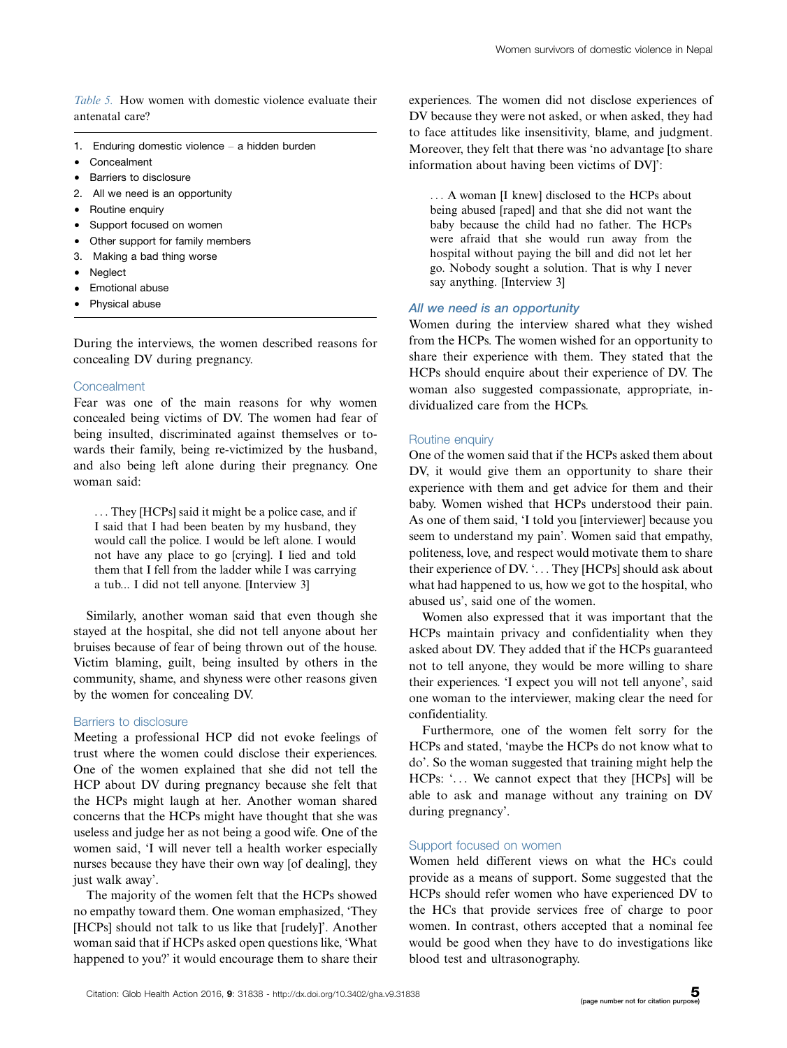*Table 5.* How women with domestic violence evaluate their antenatal care?

1. Enduring domestic violence – a hidden burden
- Concealment
- Barriers to disclosure
2. All we need is an opportunity
- Routine enquiry
- Support focused on women
- Other support for family members
3. Making a bad thing worse
- Neglect
- Emotional abuse
- Physical abuse

During the interviews, the women described reasons for concealing DV during pregnancy.

### Concealment

Fear was one of the main reasons for why women concealed being victims of DV. The women had fear of being insulted, discriminated against themselves or towards their family, being re-victimized by the husband, and also being left alone during their pregnancy. One woman said:

> . . . They [HCPs] said it might be a police case, and if I said that I had been beaten by my husband, they would call the police. I would be left alone. I would not have any place to go [crying]. I lied and told them that I fell from the ladder while I was carrying a tub... I did not tell anyone. [Interview 3]

Similarly, another woman said that even though she stayed at the hospital, she did not tell anyone about her bruises because of fear of being thrown out of the house. Victim blaming, guilt, being insulted by others in the community, shame, and shyness were other reasons given by the women for concealing DV.

### Barriers to disclosure

Meeting a professional HCP did not evoke feelings of trust where the women could disclose their experiences. One of the women explained that she did not tell the HCP about DV during pregnancy because she felt that the HCPs might laugh at her. Another woman shared concerns that the HCPs might have thought that she was useless and judge her as not being a good wife. One of the women said, 'I will never tell a health worker especially nurses because they have their own way [of dealing], they just walk away'.

The majority of the women felt that the HCPs showed no empathy toward them. One woman emphasized, 'They [HCPs] should not talk to us like that [rudely]'. Another woman said that if HCPs asked open questions like, 'What happened to you?' it would encourage them to share their experiences. The women did not disclose experiences of DV because they were not asked, or when asked, they had to face attitudes like insensitivity, blame, and judgment. Moreover, they felt that there was 'no advantage [to share information about having been victims of DV]':

> . . . A woman [I knew] disclosed to the HCPs about being abused [raped] and that she did not want the baby because the child had no father. The HCPs were afraid that she would run away from the hospital without paying the bill and did not let her go. Nobody sought a solution. That is why I never say anything. [Interview 3]

## All we need is an opportunity

Women during the interview shared what they wished from the HCPs. The women wished for an opportunity to share their experience with them. They stated that the HCPs should enquire about their experience of DV. The woman also suggested compassionate, appropriate, individualized care from the HCPs.

### Routine enquiry

One of the women said that if the HCPs asked them about DV, it would give them an opportunity to share their experience with them and get advice for them and their baby. Women wished that HCPs understood their pain. As one of them said, 'I told you [interviewer] because you seem to understand my pain'. Women said that empathy, politeness, love, and respect would motivate them to share their experience of DV. '. . . They [HCPs] should ask about what had happened to us, how we got to the hospital, who abused us', said one of the women.

Women also expressed that it was important that the HCPs maintain privacy and confidentiality when they asked about DV. They added that if the HCPs guaranteed not to tell anyone, they would be more willing to share their experiences. 'I expect you will not tell anyone', said one woman to the interviewer, making clear the need for confidentiality.

Furthermore, one of the women felt sorry for the HCPs and stated, 'maybe the HCPs do not know what to do'. So the woman suggested that training might help the HCPs: '. . . We cannot expect that they [HCPs] will be able to ask and manage without any training on DV during pregnancy'.

### Support focused on women

Women held different views on what the HCs could provide as a means of support. Some suggested that the HCPs should refer women who have experienced DV to the HCs that provide services free of charge to poor women. In contrast, others accepted that a nominal fee would be good when they have to do investigations like blood test and ultrasonography.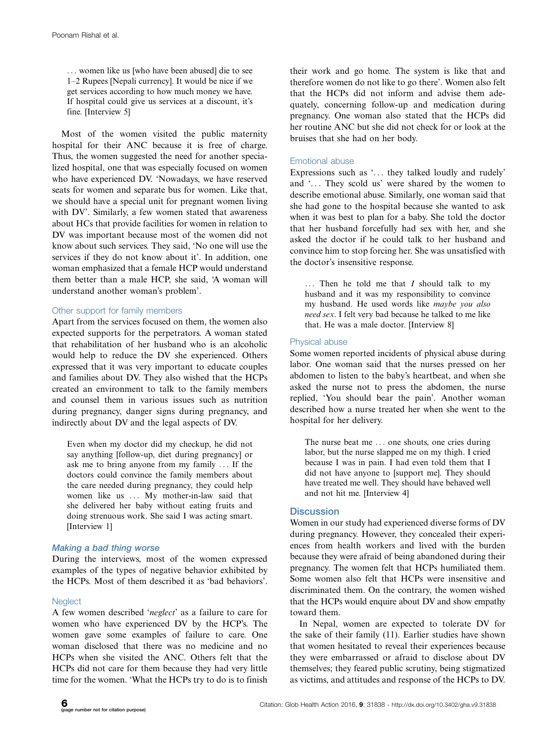> ... women like us [who have been abused] die to see 1–2 Rupees [Nepali currency]. It would be nice if we get services according to how much money we have. If hospital could give us services at a discount, it's fine. [Interview 5]

Most of the women visited the public maternity hospital for their ANC because it is free of charge. Thus, the women suggested the need for another specialized hospital, one that was especially focused on women who have experienced DV. 'Nowadays, we have reserved seats for women and separate bus for women. Like that, we should have a special unit for pregnant women living with DV'. Similarly, a few women stated that awareness about HCs that provide facilities for women in relation to DV was important because most of the women did not know about such services. They said, 'No one will use the services if they do not know about it'. In addition, one woman emphasized that a female HCP would understand them better than a male HCP, she said, 'A woman will understand another woman's problem'.

#### Other support for family members

Apart from the services focused on them, the women also expected supports for the perpetrators. A woman stated that rehabilitation of her husband who is an alcoholic would help to reduce the DV she experienced. Others expressed that it was very important to educate couples and families about DV. They also wished that the HCPs created an environment to talk to the family members and counsel them in various issues such as nutrition during pregnancy, danger signs during pregnancy, and indirectly about DV and the legal aspects of DV.

> Even when my doctor did my checkup, he did not say anything [follow-up, diet during pregnancy] or ask me to bring anyone from my family ... If the doctors could convince the family members about the care needed during pregnancy, they could help women like us ... My mother-in-law said that she delivered her baby without eating fruits and doing strenuous work. She said I was acting smart. [Interview 1]

### *Making a bad thing worse*

During the interviews, most of the women expressed examples of the types of negative behavior exhibited by the HCPs. Most of them described it as 'bad behaviors'.

#### Neglect

A few women described '*neglect*' as a failure to care for women who have experienced DV by the HCP's. The women gave some examples of failure to care. One woman disclosed that there was no medicine and no HCPs when she visited the ANC. Others felt that the HCPs did not care for them because they had very little time for the women. 'What the HCPs try to do is to finish their work and go home. The system is like that and therefore women do not like to go there'. Women also felt that the HCPs did not inform and advise them adequately, concerning follow-up and medication during pregnancy. One woman also stated that the HCPs did her routine ANC but she did not check for or look at the bruises that she had on her body.

#### Emotional abuse

Expressions such as '... they talked loudly and rudely' and '... They scold us' were shared by the women to describe emotional abuse. Similarly, one woman said that she had gone to the hospital because she wanted to ask when it was best to plan for a baby. She told the doctor that her husband forcefully had sex with her, and she asked the doctor if he could talk to her husband and convince him to stop forcing her. She was unsatisfied with the doctor's insensitive response.

> ... Then he told me that *I* should talk to my husband and it was my responsibility to convince my husband. He used words like *maybe you also need sex*. I felt very bad because he talked to me like that. He was a male doctor. [Interview 8]

#### Physical abuse

Some women reported incidents of physical abuse during labor. One woman said that the nurses pressed on her abdomen to listen to the baby's heartbeat, and when she asked the nurse not to press the abdomen, the nurse replied, 'You should bear the pain'. Another woman described how a nurse treated her when she went to the hospital for her delivery.

> The nurse beat me ... one shouts, one cries during labor, but the nurse slapped me on my thigh. I cried because I was in pain. I had even told them that I did not have anyone to [support me]. They should have treated me well. They should have behaved well and not hit me. [Interview 4]

## Discussion

Women in our study had experienced diverse forms of DV during pregnancy. However, they concealed their experiences from health workers and lived with the burden because they were afraid of being abandoned during their pregnancy. The women felt that HCPs humiliated them. Some women also felt that HCPs were insensitive and discriminated them. On the contrary, the women wished that the HCPs would enquire about DV and show empathy toward them.

In Nepal, women are expected to tolerate DV for the sake of their family (11). Earlier studies have shown that women hesitated to reveal their experiences because they were embarrassed or afraid to disclose about DV themselves; they feared public scrutiny, being stigmatized as victims, and attitudes and response of the HCPs to DV.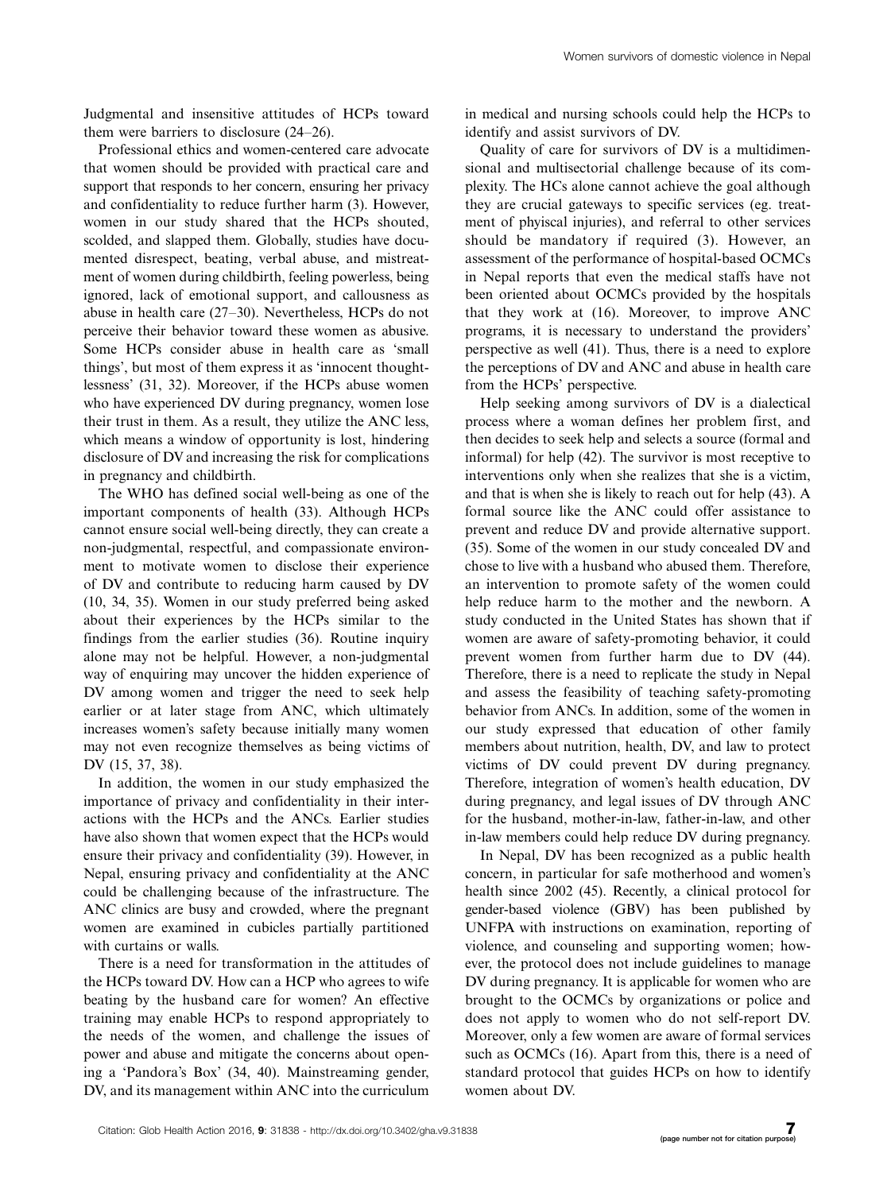Judgmental and insensitive attitudes of HCPs toward them were barriers to disclosure (24–26).

Professional ethics and women-centered care advocate that women should be provided with practical care and support that responds to her concern, ensuring her privacy and confidentiality to reduce further harm (3). However, women in our study shared that the HCPs shouted, scolded, and slapped them. Globally, studies have documented disrespect, beating, verbal abuse, and mistreatment of women during childbirth, feeling powerless, being ignored, lack of emotional support, and callousness as abuse in health care (27–30). Nevertheless, HCPs do not perceive their behavior toward these women as abusive. Some HCPs consider abuse in health care as 'small things', but most of them express it as 'innocent thoughtlessness' (31, 32). Moreover, if the HCPs abuse women who have experienced DV during pregnancy, women lose their trust in them. As a result, they utilize the ANC less, which means a window of opportunity is lost, hindering disclosure of DV and increasing the risk for complications in pregnancy and childbirth.

The WHO has defined social well-being as one of the important components of health (33). Although HCPs cannot ensure social well-being directly, they can create a non-judgmental, respectful, and compassionate environment to motivate women to disclose their experience of DV and contribute to reducing harm caused by DV (10, 34, 35). Women in our study preferred being asked about their experiences by the HCPs similar to the findings from the earlier studies (36). Routine inquiry alone may not be helpful. However, a non-judgmental way of enquiring may uncover the hidden experience of DV among women and trigger the need to seek help earlier or at later stage from ANC, which ultimately increases women's safety because initially many women may not even recognize themselves as being victims of DV (15, 37, 38).

In addition, the women in our study emphasized the importance of privacy and confidentiality in their interactions with the HCPs and the ANCs. Earlier studies have also shown that women expect that the HCPs would ensure their privacy and confidentiality (39). However, in Nepal, ensuring privacy and confidentiality at the ANC could be challenging because of the infrastructure. The ANC clinics are busy and crowded, where the pregnant women are examined in cubicles partially partitioned with curtains or walls.

There is a need for transformation in the attitudes of the HCPs toward DV. How can a HCP who agrees to wife beating by the husband care for women? An effective training may enable HCPs to respond appropriately to the needs of the women, and challenge the issues of power and abuse and mitigate the concerns about opening a 'Pandora's Box' (34, 40). Mainstreaming gender, DV, and its management within ANC into the curriculum in medical and nursing schools could help the HCPs to identify and assist survivors of DV.

Quality of care for survivors of DV is a multidimensional and multisectorial challenge because of its complexity. The HCs alone cannot achieve the goal although they are crucial gateways to specific services (eg. treatment of phyiscal injuries), and referral to other services should be mandatory if required (3). However, an assessment of the performance of hospital-based OCMCs in Nepal reports that even the medical staffs have not been oriented about OCMCs provided by the hospitals that they work at (16). Moreover, to improve ANC programs, it is necessary to understand the providers' perspective as well (41). Thus, there is a need to explore the perceptions of DV and ANC and abuse in health care from the HCPs' perspective.

Help seeking among survivors of DV is a dialectical process where a woman defines her problem first, and then decides to seek help and selects a source (formal and informal) for help (42). The survivor is most receptive to interventions only when she realizes that she is a victim, and that is when she is likely to reach out for help (43). A formal source like the ANC could offer assistance to prevent and reduce DV and provide alternative support. (35). Some of the women in our study concealed DV and chose to live with a husband who abused them. Therefore, an intervention to promote safety of the women could help reduce harm to the mother and the newborn. A study conducted in the United States has shown that if women are aware of safety-promoting behavior, it could prevent women from further harm due to DV (44). Therefore, there is a need to replicate the study in Nepal and assess the feasibility of teaching safety-promoting behavior from ANCs. In addition, some of the women in our study expressed that education of other family members about nutrition, health, DV, and law to protect victims of DV could prevent DV during pregnancy. Therefore, integration of women's health education, DV during pregnancy, and legal issues of DV through ANC for the husband, mother-in-law, father-in-law, and other in-law members could help reduce DV during pregnancy.

In Nepal, DV has been recognized as a public health concern, in particular for safe motherhood and women's health since 2002 (45). Recently, a clinical protocol for gender-based violence (GBV) has been published by UNFPA with instructions on examination, reporting of violence, and counseling and supporting women; however, the protocol does not include guidelines to manage DV during pregnancy. It is applicable for women who are brought to the OCMCs by organizations or police and does not apply to women who do not self-report DV. Moreover, only a few women are aware of formal services such as OCMCs (16). Apart from this, there is a need of standard protocol that guides HCPs on how to identify women about DV.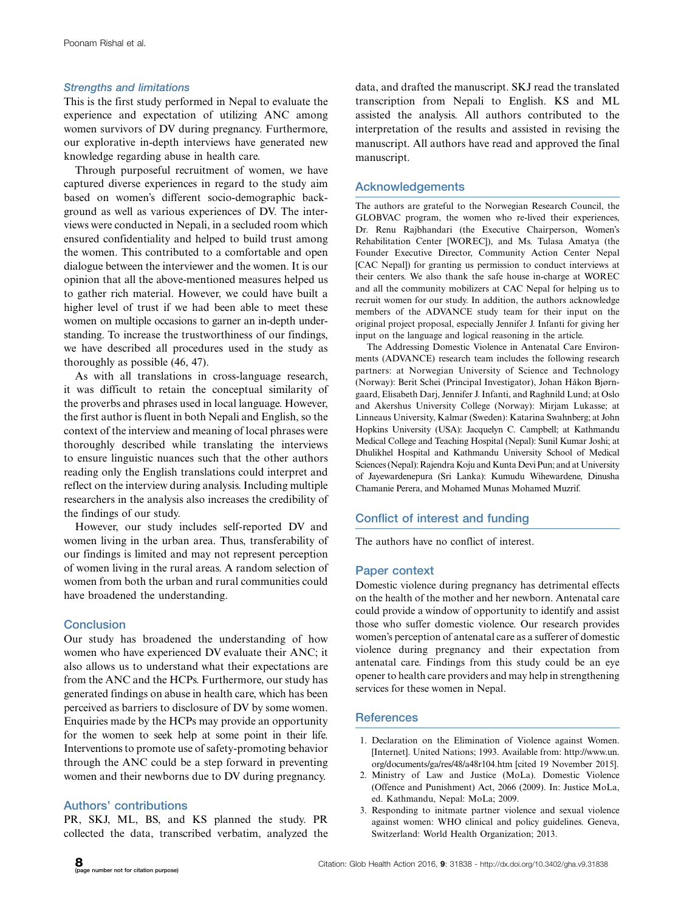### *Strengths and limitations*

This is the first study performed in Nepal to evaluate the experience and expectation of utilizing ANC among women survivors of DV during pregnancy. Furthermore, our explorative in-depth interviews have generated new knowledge regarding abuse in health care.

Through purposeful recruitment of women, we have captured diverse experiences in regard to the study aim based on women's different socio-demographic background as well as various experiences of DV. The interviews were conducted in Nepali, in a secluded room which ensured confidentiality and helped to build trust among the women. This contributed to a comfortable and open dialogue between the interviewer and the women. It is our opinion that all the above-mentioned measures helped us to gather rich material. However, we could have built a higher level of trust if we had been able to meet these women on multiple occasions to garner an in-depth understanding. To increase the trustworthiness of our findings, we have described all procedures used in the study as thoroughly as possible (46, 47).

As with all translations in cross-language research, it was difficult to retain the conceptual similarity of the proverbs and phrases used in local language. However, the first author is fluent in both Nepali and English, so the context of the interview and meaning of local phrases were thoroughly described while translating the interviews to ensure linguistic nuances such that the other authors reading only the English translations could interpret and reflect on the interview during analysis. Including multiple researchers in the analysis also increases the credibility of the findings of our study.

However, our study includes self-reported DV and women living in the urban area. Thus, transferability of our findings is limited and may not represent perception of women living in the rural areas. A random selection of women from both the urban and rural communities could have broadened the understanding.

## Conclusion

Our study has broadened the understanding of how women who have experienced DV evaluate their ANC; it also allows us to understand what their expectations are from the ANC and the HCPs. Furthermore, our study has generated findings on abuse in health care, which has been perceived as barriers to disclosure of DV by some women. Enquiries made by the HCPs may provide an opportunity for the women to seek help at some point in their life. Interventions to promote use of safety-promoting behavior through the ANC could be a step forward in preventing women and their newborns due to DV during pregnancy.

## Authors' contributions

PR, SKJ, ML, BS, and KS planned the study. PR collected the data, transcribed verbatim, analyzed the data, and drafted the manuscript. SKJ read the translated transcription from Nepali to English. KS and ML assisted the analysis. All authors contributed to the interpretation of the results and assisted in revising the manuscript. All authors have read and approved the final manuscript.

## Acknowledgements

The authors are grateful to the Norwegian Research Council, the GLOBVAC program, the women who re-lived their experiences, Dr. Renu Rajbhandari (the Executive Chairperson, Women's Rehabilitation Center [WOREC]), and Ms. Tulasa Amatya (the Founder Executive Director, Community Action Center Nepal [CAC Nepal]) for granting us permission to conduct interviews at their centers. We also thank the safe house in-charge at WOREC and all the community mobilizers at CAC Nepal for helping us to recruit women for our study. In addition, the authors acknowledge members of the ADVANCE study team for their input on the original project proposal, especially Jennifer J. Infanti for giving her input on the language and logical reasoning in the article.

The Addressing Domestic Violence in Antenatal Care Environments (ADVANCE) research team includes the following research partners: at Norwegian University of Science and Technology (Norway): Berit Schei (Principal Investigator), Johan Håkon Bjørngaard, Elisabeth Darj, Jennifer J. Infanti, and Raghnild Lund; at Oslo and Akershus University College (Norway): Mirjam Lukasse; at Linneaus University, Kalmar (Sweden): Katarina Swahnberg; at John Hopkins University (USA): Jacquelyn C. Campbell; at Kathmandu Medical College and Teaching Hospital (Nepal): Sunil Kumar Joshi; at Dhulikhel Hospital and Kathmandu University School of Medical Sciences (Nepal): Rajendra Koju and Kunta Devi Pun; and at University of Jayewardenepura (Sri Lanka): Kumudu Wihewardene, Dinusha Chamanie Perera, and Mohamed Munas Mohamed Muzrif.

## Conflict of interest and funding

The authors have no conflict of interest.

## Paper context

Domestic violence during pregnancy has detrimental effects on the health of the mother and her newborn. Antenatal care could provide a window of opportunity to identify and assist those who suffer domestic violence. Our research provides women's perception of antenatal care as a sufferer of domestic violence during pregnancy and their expectation from antenatal care. Findings from this study could be an eye opener to health care providers and may help in strengthening services for these women in Nepal.

## References

1. Declaration on the Elimination of Violence against Women. [Internet]. United Nations; 1993. Available from: http://www.un.org/documents/ga/res/48/a48r104.htm [cited 19 November 2015].
2. Ministry of Law and Justice (MoLa). Domestic Violence (Offence and Punishment) Act, 2066 (2009). In: Justice MoLa, ed. Kathmandu, Nepal: MoLa; 2009.
3. Responding to initmate partner violence and sexual violence against women: WHO clinical and policy guidelines. Geneva, Switzerland: World Health Organization; 2013.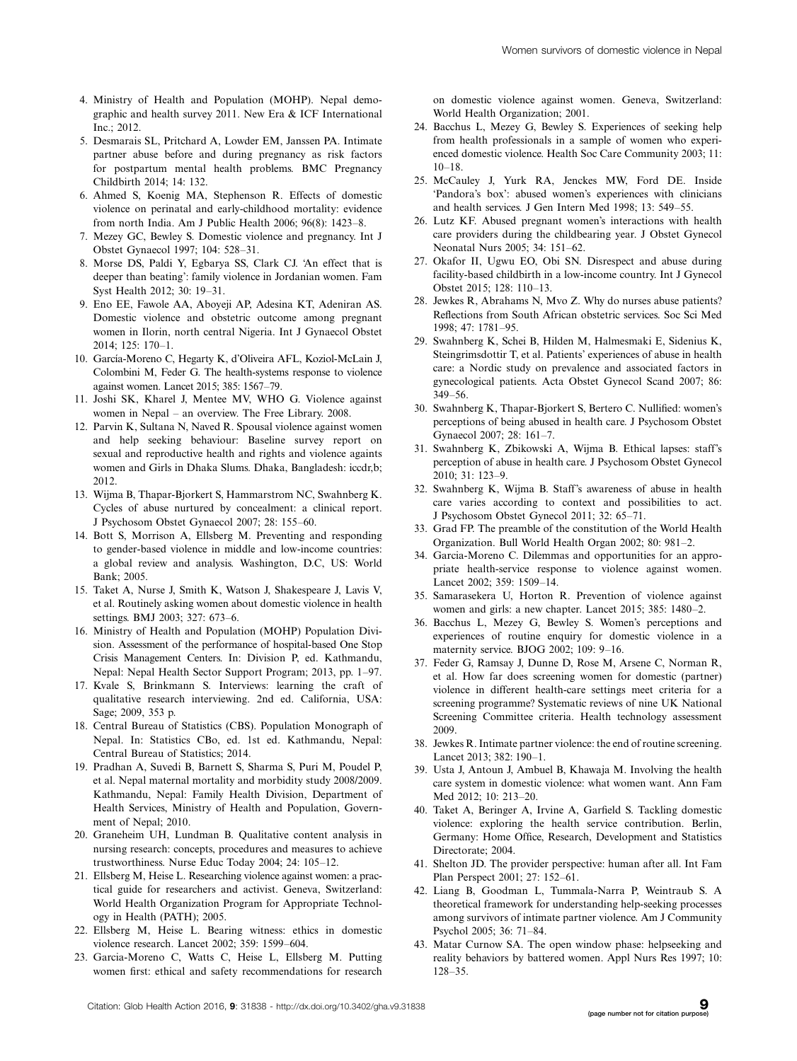4. Ministry of Health and Population (MOHP). Nepal demographic and health survey 2011. New Era & ICF International Inc.; 2012.
5. Desmarais SL, Pritchard A, Lowder EM, Janssen PA. Intimate partner abuse before and during pregnancy as risk factors for postpartum mental health problems. BMC Pregnancy Childbirth 2014; 14: 132.
6. Ahmed S, Koenig MA, Stephenson R. Effects of domestic violence on perinatal and early-childhood mortality: evidence from north India. Am J Public Health 2006; 96(8): 1423–8.
7. Mezey GC, Bewley S. Domestic violence and pregnancy. Int J Obstet Gynaecol 1997; 104: 528–31.
8. Morse DS, Paldi Y, Egbarya SS, Clark CJ. 'An effect that is deeper than beating': family violence in Jordanian women. Fam Syst Health 2012; 30: 19–31.
9. Eno EE, Fawole AA, Aboyeji AP, Adesina KT, Adeniran AS. Domestic violence and obstetric outcome among pregnant women in Ilorin, north central Nigeria. Int J Gynaecol Obstet 2014; 125: 170–1.
10. García-Moreno C, Hegarty K, d'Oliveira AFL, Koziol-McLain J, Colombini M, Feder G. The health-systems response to violence against women. Lancet 2015; 385: 1567–79.
11. Joshi SK, Kharel J, Mentee MV, WHO G. Violence against women in Nepal – an overview. The Free Library. 2008.
12. Parvin K, Sultana N, Naved R. Spousal violence against women and help seeking behaviour: Baseline survey report on sexual and reproductive health and rights and violence againts women and Girls in Dhaka Slums. Dhaka, Bangladesh: iccdr,b; 2012.
13. Wijma B, Thapar-Bjorkert S, Hammarstrom NC, Swahnberg K. Cycles of abuse nurtured by concealment: a clinical report. J Psychosom Obstet Gynaecol 2007; 28: 155–60.
14. Bott S, Morrison A, Ellsberg M. Preventing and responding to gender-based violence in middle and low-income countries: a global review and analysis. Washington, D.C, US: World Bank; 2005.
15. Taket A, Nurse J, Smith K, Watson J, Shakespeare J, Lavis V, et al. Routinely asking women about domestic violence in health settings. BMJ 2003; 327: 673–6.
16. Ministry of Health and Population (MOHP) Population Division. Assessment of the performance of hospital-based One Stop Crisis Management Centers. In: Division P, ed. Kathmandu, Nepal: Nepal Health Sector Support Program; 2013, pp. 1–97.
17. Kvale S, Brinkmann S. Interviews: learning the craft of qualitative research interviewing. 2nd ed. California, USA: Sage; 2009, 353 p.
18. Central Bureau of Statistics (CBS). Population Monograph of Nepal. In: Statistics CBo, ed. 1st ed. Kathmandu, Nepal: Central Bureau of Statistics; 2014.
19. Pradhan A, Suvedi B, Barnett S, Sharma S, Puri M, Poudel P, et al. Nepal maternal mortality and morbidity study 2008/2009. Kathmandu, Nepal: Family Health Division, Department of Health Services, Ministry of Health and Population, Government of Nepal; 2010.
20. Graneheim UH, Lundman B. Qualitative content analysis in nursing research: concepts, procedures and measures to achieve trustworthiness. Nurse Educ Today 2004; 24: 105–12.
21. Ellsberg M, Heise L. Researching violence against women: a practical guide for researchers and activist. Geneva, Switzerland: World Health Organization Program for Appropriate Technology in Health (PATH); 2005.
22. Ellsberg M, Heise L. Bearing witness: ethics in domestic violence research. Lancet 2002; 359: 1599–604.
23. Garcia-Moreno C, Watts C, Heise L, Ellsberg M. Putting women first: ethical and safety recommendations for research on domestic violence against women. Geneva, Switzerland: World Health Organization; 2001.
24. Bacchus L, Mezey G, Bewley S. Experiences of seeking help from health professionals in a sample of women who experienced domestic violence. Health Soc Care Community 2003; 11: 10–18.
25. McCauley J, Yurk RA, Jenckes MW, Ford DE. Inside 'Pandora's box': abused women's experiences with clinicians and health services. J Gen Intern Med 1998; 13: 549–55.
26. Lutz KF. Abused pregnant women's interactions with health care providers during the childbearing year. J Obstet Gynecol Neonatal Nurs 2005; 34: 151–62.
27. Okafor II, Ugwu EO, Obi SN. Disrespect and abuse during facility-based childbirth in a low-income country. Int J Gynecol Obstet 2015; 128: 110–13.
28. Jewkes R, Abrahams N, Mvo Z. Why do nurses abuse patients? Reflections from South African obstetric services. Soc Sci Med 1998; 47: 1781–95.
29. Swahnberg K, Schei B, Hilden M, Halmesmaki E, Sidenius K, Steingrimsdottir T, et al. Patients' experiences of abuse in health care: a Nordic study on prevalence and associated factors in gynecological patients. Acta Obstet Gynecol Scand 2007; 86: 349–56.
30. Swahnberg K, Thapar-Bjorkert S, Bertero C. Nullified: women's perceptions of being abused in health care. J Psychosom Obstet Gynaecol 2007; 28: 161–7.
31. Swahnberg K, Zbikowski A, Wijma B. Ethical lapses: staff's perception of abuse in health care. J Psychosom Obstet Gynecol 2010; 31: 123–9.
32. Swahnberg K, Wijma B. Staff's awareness of abuse in health care varies according to context and possibilities to act. J Psychosom Obstet Gynecol 2011; 32: 65–71.
33. Grad FP. The preamble of the constitution of the World Health Organization. Bull World Health Organ 2002; 80: 981–2.
34. Garcia-Moreno C. Dilemmas and opportunities for an appropriate health-service response to violence against women. Lancet 2002; 359: 1509–14.
35. Samarasekera U, Horton R. Prevention of violence against women and girls: a new chapter. Lancet 2015; 385: 1480–2.
36. Bacchus L, Mezey G, Bewley S. Women's perceptions and experiences of routine enquiry for domestic violence in a maternity service. BJOG 2002; 109: 9–16.
37. Feder G, Ramsay J, Dunne D, Rose M, Arsene C, Norman R, et al. How far does screening women for domestic (partner) violence in different health-care settings meet criteria for a screening programme? Systematic reviews of nine UK National Screening Committee criteria. Health technology assessment 2009.
38. Jewkes R. Intimate partner violence: the end of routine screening. Lancet 2013; 382: 190–1.
39. Usta J, Antoun J, Ambuel B, Khawaja M. Involving the health care system in domestic violence: what women want. Ann Fam Med 2012; 10: 213–20.
40. Taket A, Beringer A, Irvine A, Garfield S. Tackling domestic violence: exploring the health service contribution. Berlin, Germany: Home Office, Research, Development and Statistics Directorate; 2004.
41. Shelton JD. The provider perspective: human after all. Int Fam Plan Perspect 2001; 27: 152–61.
42. Liang B, Goodman L, Tummala-Narra P, Weintraub S. A theoretical framework for understanding help-seeking processes among survivors of intimate partner violence. Am J Community Psychol 2005; 36: 71–84.
43. Matar Curnow SA. The open window phase: helpseeking and reality behaviors by battered women. Appl Nurs Res 1997; 10: 128–35.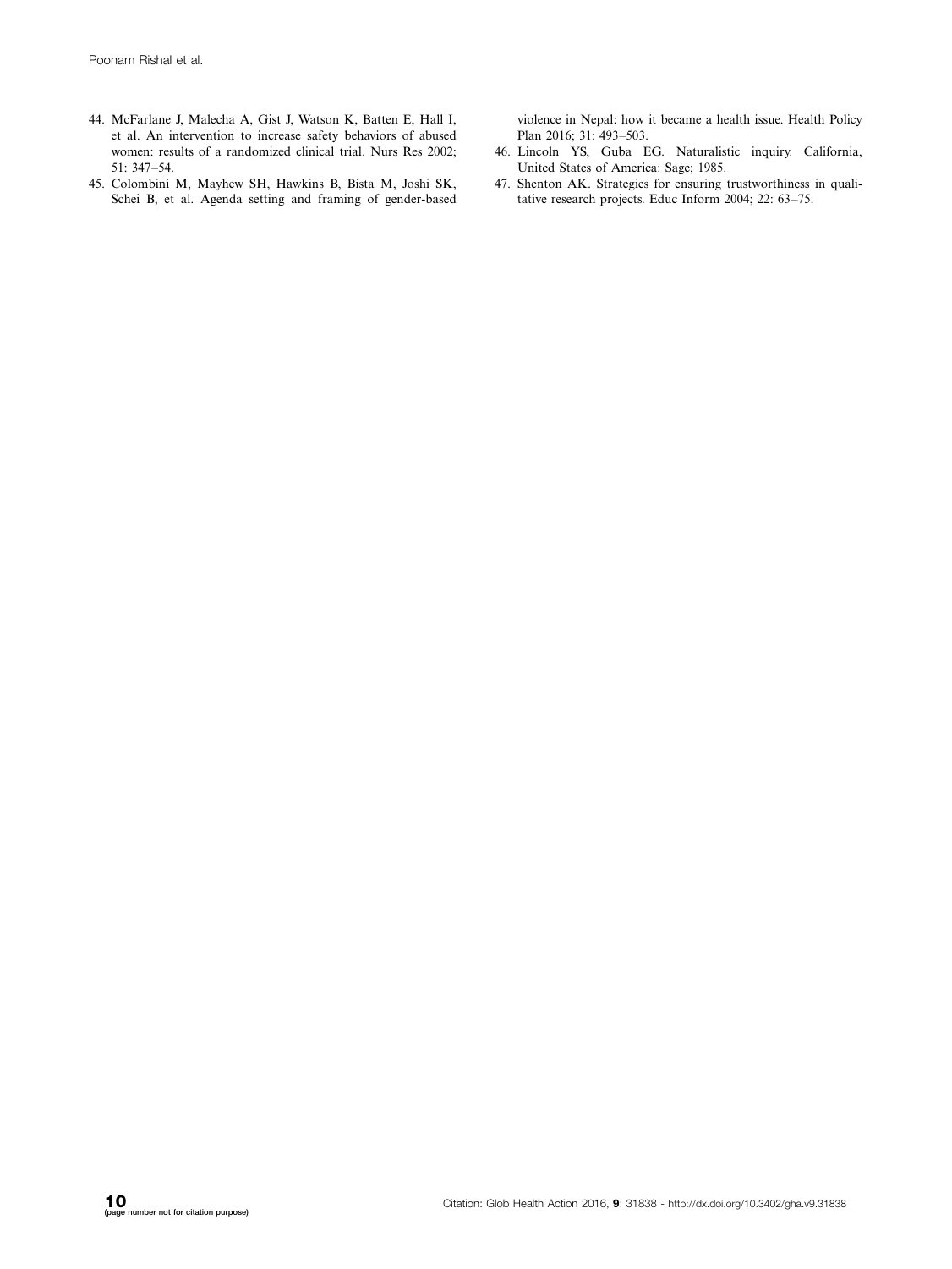44. McFarlane J, Malecha A, Gist J, Watson K, Batten E, Hall I, et al. An intervention to increase safety behaviors of abused women: results of a randomized clinical trial. Nurs Res 2002; 51: 347–54.
45. Colombini M, Mayhew SH, Hawkins B, Bista M, Joshi SK, Schei B, et al. Agenda setting and framing of gender-based violence in Nepal: how it became a health issue. Health Policy Plan 2016; 31: 493–503.
46. Lincoln YS, Guba EG. Naturalistic inquiry. California, United States of America: Sage; 1985.
47. Shenton AK. Strategies for ensuring trustworthiness in qualitative research projects. Educ Inform 2004; 22: 63–75.